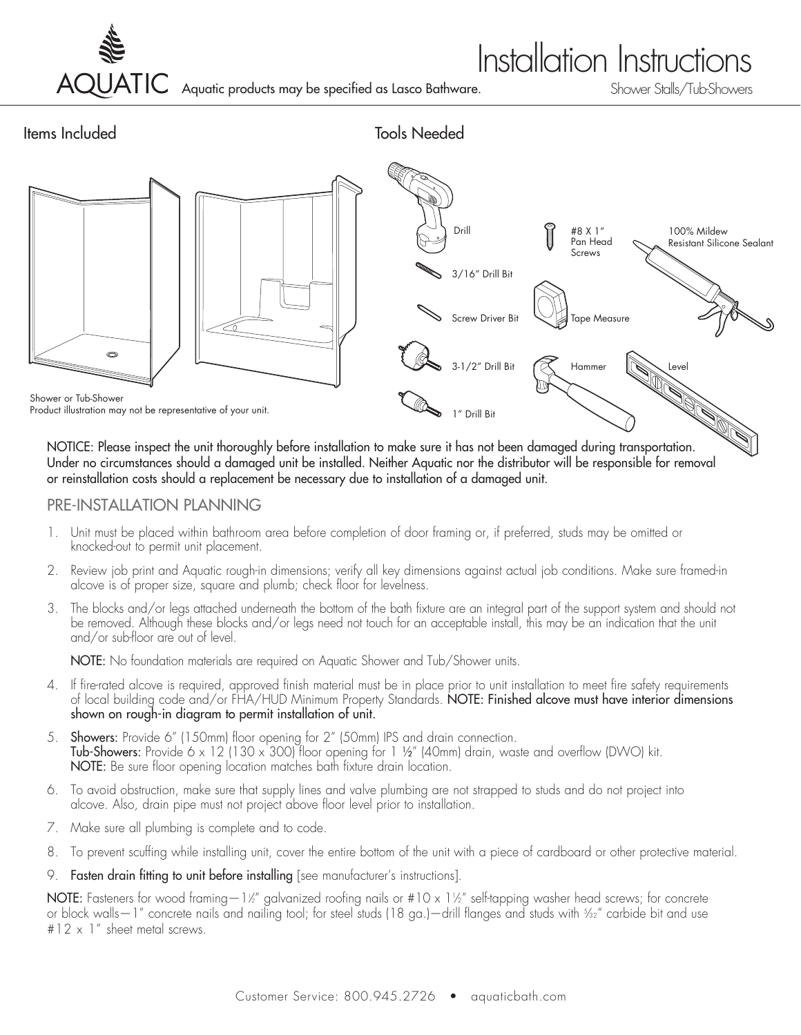# Installation Instructions

Shower Stalls/Tub-Showers

AQUATIC Aquatic products may be specified as Lasco Bathware.

## Items Included

Shower or Tub-Shower
Product illustration may not be representative of your unit.

## Tools Needed

- Drill
- 3/16" Drill Bit
- Screw Driver Bit
- 3-1/2" Drill Bit
- 1" Drill Bit
- #8 X 1" Pan Head Screws
- Tape Measure
- Hammer
- 100% Mildew Resistant Silicone Sealant
- Level

**NOTICE: Please inspect the unit thoroughly before installation to make sure it has not been damaged during transportation. Under no circumstances should a damaged unit be installed. Neither Aquatic nor the distributor will be responsible for removal or reinstallation costs should a replacement be necessary due to installation of a damaged unit.**

## PRE-INSTALLATION PLANNING

1. Unit must be placed within bathroom area before completion of door framing or, if preferred, studs may be omitted or knocked-out to permit unit placement.
2. Review job print and Aquatic rough-in dimensions; verify all key dimensions against actual job conditions. Make sure framed-in alcove is of proper size, square and plumb; check floor for levelness.
3. The blocks and/or legs attached underneath the bottom of the bath fixture are an integral part of the support system and should not be removed. Although these blocks and/or legs need not touch for an acceptable install, this may be an indication that the unit and/or sub-floor are out of level.

   **NOTE:** No foundation materials are required on Aquatic Shower and Tub/Shower units.

4. If fire-rated alcove is required, approved finish material must be in place prior to unit installation to meet fire safety requirements of local building code and/or FHA/HUD Minimum Property Standards. **NOTE: Finished alcove must have interior dimensions shown on rough-in diagram to permit installation of unit.**
5. **Showers:** Provide 6" (150mm) floor opening for 2" (50mm) IPS and drain connection.
   **Tub-Showers:** Provide 6 x 12 (130 x 300) floor opening for 1 ½" (40mm) drain, waste and overflow (DWO) kit.
   **NOTE:** Be sure floor opening location matches bath fixture drain location.
6. To avoid obstruction, make sure that supply lines and valve plumbing are not strapped to studs and do not project into alcove. Also, drain pipe must not project above floor level prior to installation.
7. Make sure all plumbing is complete and to code.
8. To prevent scuffing while installing unit, cover the entire bottom of the unit with a piece of cardboard or other protective material.
9. **Fasten drain fitting to unit before installing** [see manufacturer's instructions].

**NOTE:** Fasteners for wood framing—1½" galvanized roofing nails or #10 x 1½" self-tapping washer head screws; for concrete or block walls—1" concrete nails and nailing tool; for steel studs (18 ga.)—drill flanges and studs with 5/32" carbide bit and use #12 x 1" sheet metal screws.

Customer Service: 800.945.2726 • aquaticbath.com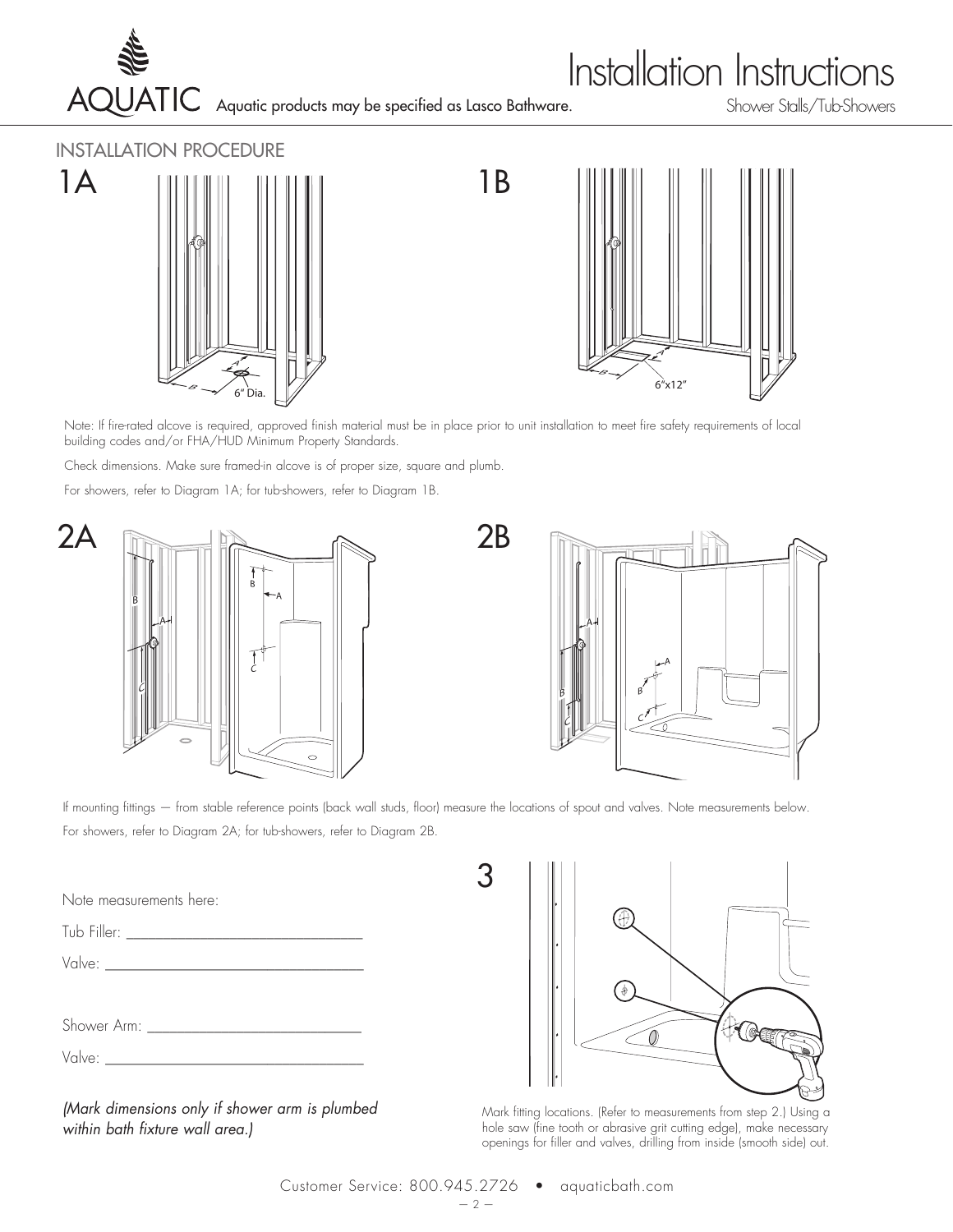## INSTALLATION PROCEDURE

### 1A

### 1B

Note: If fire-rated alcove is required, approved finish material must be in place prior to unit installation to meet fire safety requirements of local building codes and/or FHA/HUD Minimum Property Standards.

Check dimensions. Make sure framed-in alcove is of proper size, square and plumb.

For showers, refer to Diagram 1A; for tub-showers, refer to Diagram 1B.

### 2A

### 2B

If mounting fittings — from stable reference points (back wall studs, floor) measure the locations of spout and valves. Note measurements below.

For showers, refer to Diagram 2A; for tub-showers, refer to Diagram 2B.

Note measurements here:

Tub Filler: ______________________________

Valve: ______________________________

Shower Arm: ______________________________

Valve: ______________________________

*(Mark dimensions only if shower arm is plumbed within bath fixture wall area.)*

### 3

Mark fitting locations. (Refer to measurements from step 2.) Using a hole saw (fine tooth or abrasive grit cutting edge), make necessary openings for filler and valves, drilling from inside (smooth side) out.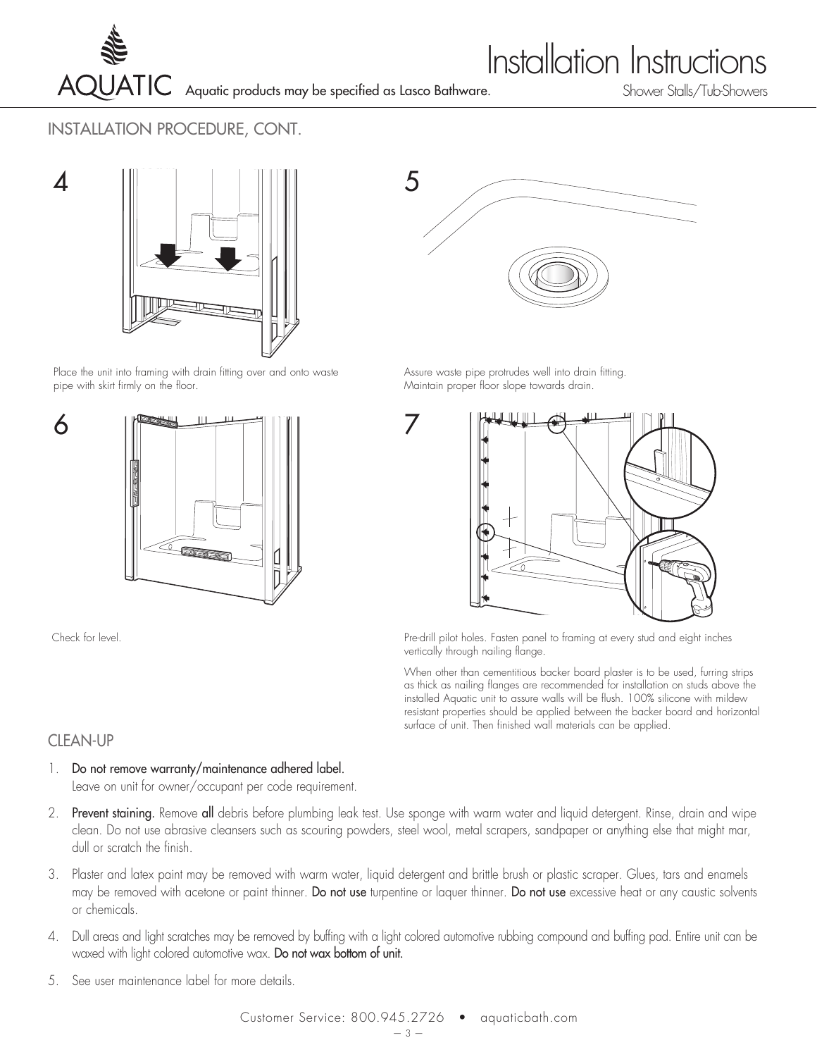## INSTALLATION PROCEDURE, CONT.

4

Place the unit into framing with drain fitting over and onto waste pipe with skirt firmly on the floor.

5

Assure waste pipe protrudes well into drain fitting.
Maintain proper floor slope towards drain.

6

Check for level.

7

Pre-drill pilot holes. Fasten panel to framing at every stud and eight inches vertically through nailing flange.

When other than cementitious backer board plaster is to be used, furring strips as thick as nailing flanges are recommended for installation on studs above the installed Aquatic unit to assure walls will be flush. 100% silicone with mildew resistant properties should be applied between the backer board and horizontal surface of unit. Then finished wall materials can be applied.

## CLEAN-UP

1. **Do not remove warranty/maintenance adhered label.**
   Leave on unit for owner/occupant per code requirement.
2. **Prevent staining.** Remove **all** debris before plumbing leak test. Use sponge with warm water and liquid detergent. Rinse, drain and wipe clean. Do not use abrasive cleansers such as scouring powders, steel wool, metal scrapers, sandpaper or anything else that might mar, dull or scratch the finish.
3. Plaster and latex paint may be removed with warm water, liquid detergent and brittle brush or plastic scraper. Glues, tars and enamels may be removed with acetone or paint thinner. **Do not use** turpentine or laquer thinner. **Do not use** excessive heat or any caustic solvents or chemicals.
4. Dull areas and light scratches may be removed by buffing with a light colored automotive rubbing compound and buffing pad. Entire unit can be waxed with light colored automotive wax. **Do not wax bottom of unit.**
5. See user maintenance label for more details.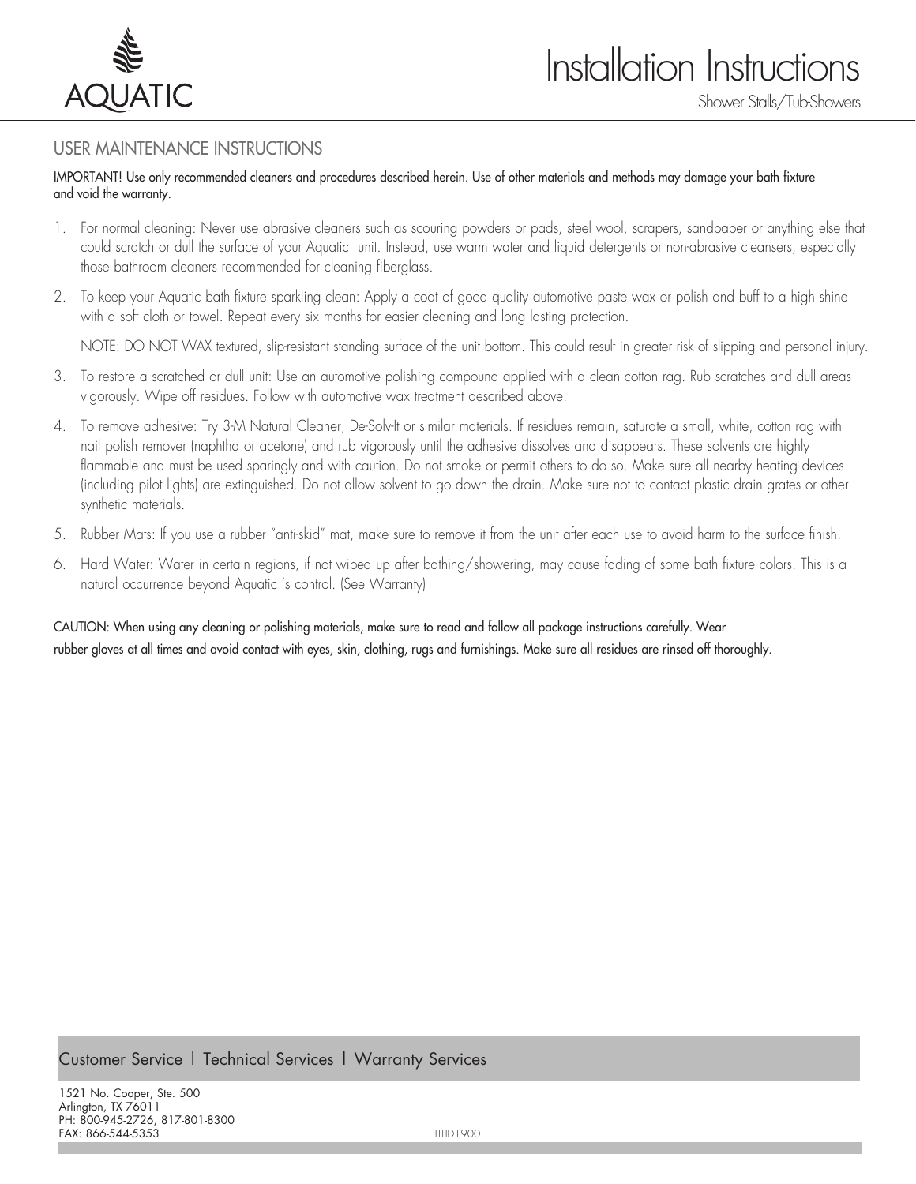## USER MAINTENANCE INSTRUCTIONS

IMPORTANT! Use only recommended cleaners and procedures described herein. Use of other materials and methods may damage your bath fixture and void the warranty.

1. For normal cleaning: Never use abrasive cleaners such as scouring powders or pads, steel wool, scrapers, sandpaper or anything else that could scratch or dull the surface of your Aquatic unit. Instead, use warm water and liquid detergents or non-abrasive cleansers, especially those bathroom cleaners recommended for cleaning fiberglass.
2. To keep your Aquatic bath fixture sparkling clean: Apply a coat of good quality automotive paste wax or polish and buff to a high shine with a soft cloth or towel. Repeat every six months for easier cleaning and long lasting protection.

   NOTE: DO NOT WAX textured, slip-resistant standing surface of the unit bottom. This could result in greater risk of slipping and personal injury.
3. To restore a scratched or dull unit: Use an automotive polishing compound applied with a clean cotton rag. Rub scratches and dull areas vigorously. Wipe off residues. Follow with automotive wax treatment described above.
4. To remove adhesive: Try 3-M Natural Cleaner, De-Solv-It or similar materials. If residues remain, saturate a small, white, cotton rag with nail polish remover (naphtha or acetone) and rub vigorously until the adhesive dissolves and disappears. These solvents are highly flammable and must be used sparingly and with caution. Do not smoke or permit others to do so. Make sure all nearby heating devices (including pilot lights) are extinguished. Do not allow solvent to go down the drain. Make sure not to contact plastic drain grates or other synthetic materials.
5. Rubber Mats: If you use a rubber "anti-skid" mat, make sure to remove it from the unit after each use to avoid harm to the surface finish.
6. Hard Water: Water in certain regions, if not wiped up after bathing/showering, may cause fading of some bath fixture colors. This is a natural occurrence beyond Aquatic 's control. (See Warranty)

CAUTION: When using any cleaning or polishing materials, make sure to read and follow all package instructions carefully. Wear rubber gloves at all times and avoid contact with eyes, skin, clothing, rugs and furnishings. Make sure all residues are rinsed off thoroughly.

Customer Service | Technical Services | Warranty Services

1521 No. Cooper, Ste. 500
Arlington, TX 76011
PH: 800-945-2726, 817-801-8300
FAX: 866-544-5353

LITID1900